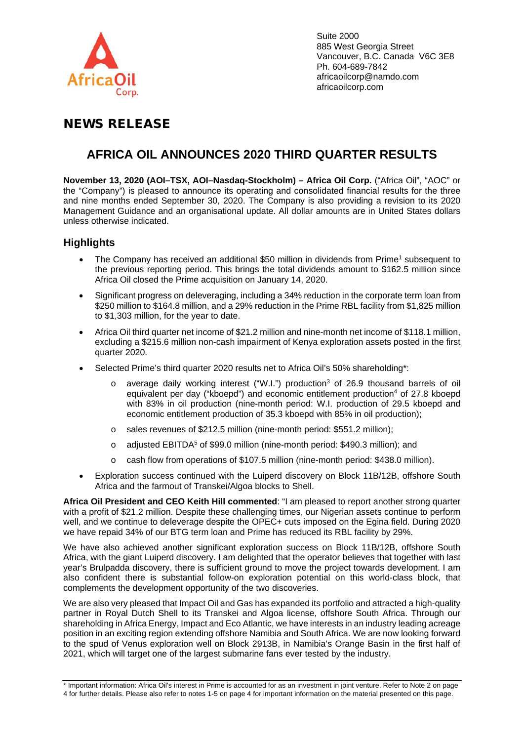Suite 2000
885 West Georgia Street
Vancouver, B.C. Canada V6C 3E8
Ph. 604-689-7842
africaoilcorp@namdo.com
africaoilcorp.com

# NEWS RELEASE

# AFRICA OIL ANNOUNCES 2020 THIRD QUARTER RESULTS

**November 13, 2020 (AOI–TSX, AOI–Nasdaq-Stockholm) – Africa Oil Corp.** ("Africa Oil", "AOC" or the "Company") is pleased to announce its operating and consolidated financial results for the three and nine months ended September 30, 2020. The Company is also providing a revision to its 2020 Management Guidance and an organisational update. All dollar amounts are in United States dollars unless otherwise indicated.

## Highlights

- The Company has received an additional $50 million in dividends from Prime[1] subsequent to the previous reporting period. This brings the total dividends amount to $162.5 million since Africa Oil closed the Prime acquisition on January 14, 2020.
- Significant progress on deleveraging, including a 34% reduction in the corporate term loan from $250 million to $164.8 million, and a 29% reduction in the Prime RBL facility from $1,825 million to $1,303 million, for the year to date.
- Africa Oil third quarter net income of $21.2 million and nine-month net income of $118.1 million, excluding a $215.6 million non-cash impairment of Kenya exploration assets posted in the first quarter 2020.
- Selected Prime's third quarter 2020 results net to Africa Oil's 50% shareholding*:
  - average daily working interest ("W.I.") production[3] of 26.9 thousand barrels of oil equivalent per day ("kboepd") and economic entitlement production[4] of 27.8 kboepd with 83% in oil production (nine-month period: W.I. production of 29.5 kboepd and economic entitlement production of 35.3 kboepd with 85% in oil production);
  - sales revenues of $212.5 million (nine-month period: $551.2 million);
  - adjusted EBITDA[5] of $99.0 million (nine-month period: $490.3 million); and
  - cash flow from operations of $107.5 million (nine-month period: $438.0 million).
- Exploration success continued with the Luiperd discovery on Block 11B/12B, offshore South Africa and the farmout of Transkei/Algoa blocks to Shell.

**Africa Oil President and CEO Keith Hill commented**: "I am pleased to report another strong quarter with a profit of $21.2 million. Despite these challenging times, our Nigerian assets continue to perform well, and we continue to deleverage despite the OPEC+ cuts imposed on the Egina field. During 2020 we have repaid 34% of our BTG term loan and Prime has reduced its RBL facility by 29%.

We have also achieved another significant exploration success on Block 11B/12B, offshore South Africa, with the giant Luiperd discovery. I am delighted that the operator believes that together with last year's Brulpadda discovery, there is sufficient ground to move the project towards development. I am also confident there is substantial follow-on exploration potential on this world-class block, that complements the development opportunity of the two discoveries.

We are also very pleased that Impact Oil and Gas has expanded its portfolio and attracted a high-quality partner in Royal Dutch Shell to its Transkei and Algoa license, offshore South Africa. Through our shareholding in Africa Energy, Impact and Eco Atlantic, we have interests in an industry leading acreage position in an exciting region extending offshore Namibia and South Africa. We are now looking forward to the spud of Venus exploration well on Block 2913B, in Namibia's Orange Basin in the first half of 2021, which will target one of the largest submarine fans ever tested by the industry.

\* Important information: Africa Oil's interest in Prime is accounted for as an investment in joint venture. Refer to Note 2 on page 4 for further details. Please also refer to notes 1-5 on page 4 for important information on the material presented on this page.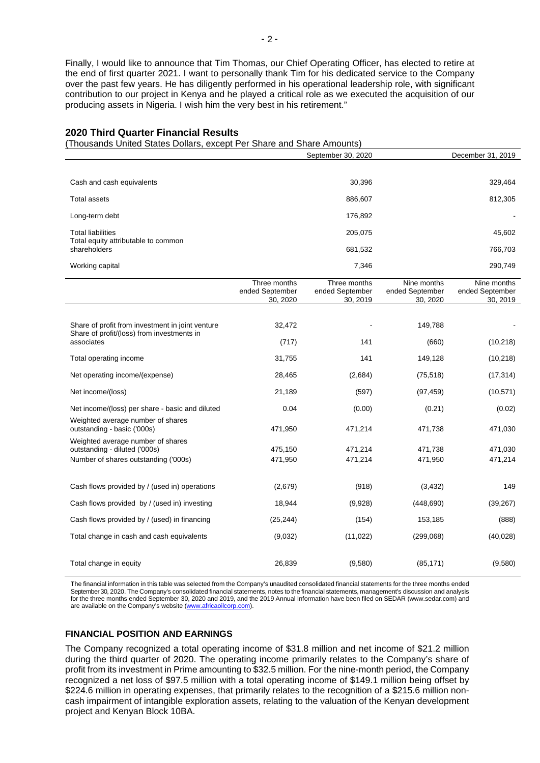Finally, I would like to announce that Tim Thomas, our Chief Operating Officer, has elected to retire at the end of first quarter 2021. I want to personally thank Tim for his dedicated service to the Company over the past few years. He has diligently performed in his operational leadership role, with significant contribution to our project in Kenya and he played a critical role as we executed the acquisition of our producing assets in Nigeria. I wish him the very best in his retirement."

## 2020 Third Quarter Financial Results

(Thousands United States Dollars, except Per Share and Share Amounts)

| | September 30, 2020 | December 31, 2019 |
|---|---|---|
| Cash and cash equivalents | 30,396 | 329,464 |
| Total assets | 886,607 | 812,305 |
| Long-term debt | 176,892 | - |
| Total liabilities | 205,075 | 45,602 |
| Total equity attributable to common shareholders | 681,532 | 766,703 |
| Working capital | 7,346 | 290,749 |

| | Three months ended September 30, 2020 | Three months ended September 30, 2019 | Nine months ended September 30, 2020 | Nine months ended September 30, 2019 |
|---|---|---|---|---|
| Share of profit from investment in joint venture | 32,472 | - | 149,788 | - |
| Share of profit/(loss) from investments in associates | (717) | 141 | (660) | (10,218) |
| Total operating income | 31,755 | 141 | 149,128 | (10,218) |
| Net operating income/(expense) | 28,465 | (2,684) | (75,518) | (17,314) |
| Net income/(loss) | 21,189 | (597) | (97,459) | (10,571) |
| Net income/(loss) per share - basic and diluted | 0.04 | (0.00) | (0.21) | (0.02) |
| Weighted average number of shares outstanding - basic ('000s) | 471,950 | 471,214 | 471,738 | 471,030 |
| Weighted average number of shares outstanding - diluted ('000s) | 475,150 | 471,214 | 471,738 | 471,030 |
| Number of shares outstanding ('000s) | 471,950 | 471,214 | 471,950 | 471,214 |
| Cash flows provided by / (used in) operations | (2,679) | (918) | (3,432) | 149 |
| Cash flows provided by / (used in) investing | 18,944 | (9,928) | (448,690) | (39,267) |
| Cash flows provided by / (used) in financing | (25,244) | (154) | 153,185 | (888) |
| Total change in cash and cash equivalents | (9,032) | (11,022) | (299,068) | (40,028) |
| Total change in equity | 26,839 | (9,580) | (85,171) | (9,580) |

The financial information in this table was selected from the Company's unaudited consolidated financial statements for the three months ended September 30, 2020. The Company's consolidated financial statements, notes to the financial statements, management's discussion and analysis for the three months ended September 30, 2020 and 2019, and the 2019 Annual Information have been filed on SEDAR (www.sedar.com) and are available on the Company's website (www.africaoilcorp.com).

## FINANCIAL POSITION AND EARNINGS

The Company recognized a total operating income of $31.8 million and net income of $21.2 million during the third quarter of 2020. The operating income primarily relates to the Company's share of profit from its investment in Prime amounting to $32.5 million. For the nine-month period, the Company recognized a net loss of $97.5 million with a total operating income of $149.1 million being offset by $224.6 million in operating expenses, that primarily relates to the recognition of a $215.6 million non-cash impairment of intangible exploration assets, relating to the valuation of the Kenyan development project and Kenyan Block 10BA.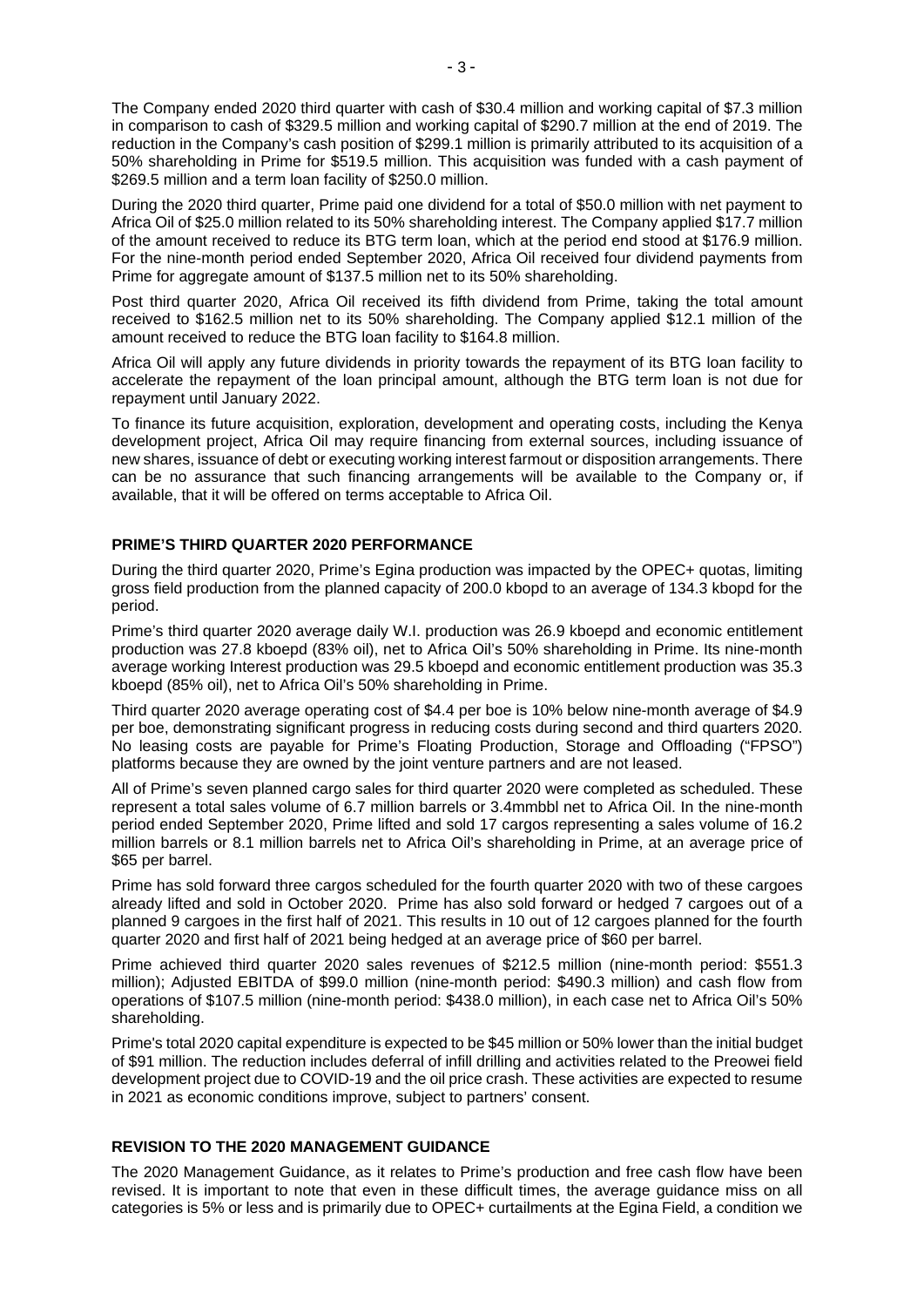The Company ended 2020 third quarter with cash of $30.4 million and working capital of $7.3 million in comparison to cash of $329.5 million and working capital of $290.7 million at the end of 2019. The reduction in the Company's cash position of $299.1 million is primarily attributed to its acquisition of a 50% shareholding in Prime for $519.5 million. This acquisition was funded with a cash payment of $269.5 million and a term loan facility of $250.0 million.

During the 2020 third quarter, Prime paid one dividend for a total of $50.0 million with net payment to Africa Oil of $25.0 million related to its 50% shareholding interest. The Company applied $17.7 million of the amount received to reduce its BTG term loan, which at the period end stood at $176.9 million. For the nine-month period ended September 2020, Africa Oil received four dividend payments from Prime for aggregate amount of $137.5 million net to its 50% shareholding.

Post third quarter 2020, Africa Oil received its fifth dividend from Prime, taking the total amount received to $162.5 million net to its 50% shareholding. The Company applied $12.1 million of the amount received to reduce the BTG loan facility to $164.8 million.

Africa Oil will apply any future dividends in priority towards the repayment of its BTG loan facility to accelerate the repayment of the loan principal amount, although the BTG term loan is not due for repayment until January 2022.

To finance its future acquisition, exploration, development and operating costs, including the Kenya development project, Africa Oil may require financing from external sources, including issuance of new shares, issuance of debt or executing working interest farmout or disposition arrangements. There can be no assurance that such financing arrangements will be available to the Company or, if available, that it will be offered on terms acceptable to Africa Oil.

## PRIME'S THIRD QUARTER 2020 PERFORMANCE

During the third quarter 2020, Prime's Egina production was impacted by the OPEC+ quotas, limiting gross field production from the planned capacity of 200.0 kbopd to an average of 134.3 kbopd for the period.

Prime's third quarter 2020 average daily W.I. production was 26.9 kboepd and economic entitlement production was 27.8 kboepd (83% oil), net to Africa Oil's 50% shareholding in Prime. Its nine-month average working Interest production was 29.5 kboepd and economic entitlement production was 35.3 kboepd (85% oil), net to Africa Oil's 50% shareholding in Prime.

Third quarter 2020 average operating cost of $4.4 per boe is 10% below nine-month average of $4.9 per boe, demonstrating significant progress in reducing costs during second and third quarters 2020. No leasing costs are payable for Prime's Floating Production, Storage and Offloading ("FPSO") platforms because they are owned by the joint venture partners and are not leased.

All of Prime's seven planned cargo sales for third quarter 2020 were completed as scheduled. These represent a total sales volume of 6.7 million barrels or 3.4mmbbl net to Africa Oil. In the nine-month period ended September 2020, Prime lifted and sold 17 cargos representing a sales volume of 16.2 million barrels or 8.1 million barrels net to Africa Oil's shareholding in Prime, at an average price of $65 per barrel.

Prime has sold forward three cargos scheduled for the fourth quarter 2020 with two of these cargoes already lifted and sold in October 2020. Prime has also sold forward or hedged 7 cargoes out of a planned 9 cargoes in the first half of 2021. This results in 10 out of 12 cargoes planned for the fourth quarter 2020 and first half of 2021 being hedged at an average price of $60 per barrel.

Prime achieved third quarter 2020 sales revenues of $212.5 million (nine-month period: $551.3 million); Adjusted EBITDA of $99.0 million (nine-month period: $490.3 million) and cash flow from operations of $107.5 million (nine-month period: $438.0 million), in each case net to Africa Oil's 50% shareholding.

Prime's total 2020 capital expenditure is expected to be $45 million or 50% lower than the initial budget of $91 million. The reduction includes deferral of infill drilling and activities related to the Preowei field development project due to COVID-19 and the oil price crash. These activities are expected to resume in 2021 as economic conditions improve, subject to partners' consent.

## REVISION TO THE 2020 MANAGEMENT GUIDANCE

The 2020 Management Guidance, as it relates to Prime's production and free cash flow have been revised. It is important to note that even in these difficult times, the average guidance miss on all categories is 5% or less and is primarily due to OPEC+ curtailments at the Egina Field, a condition we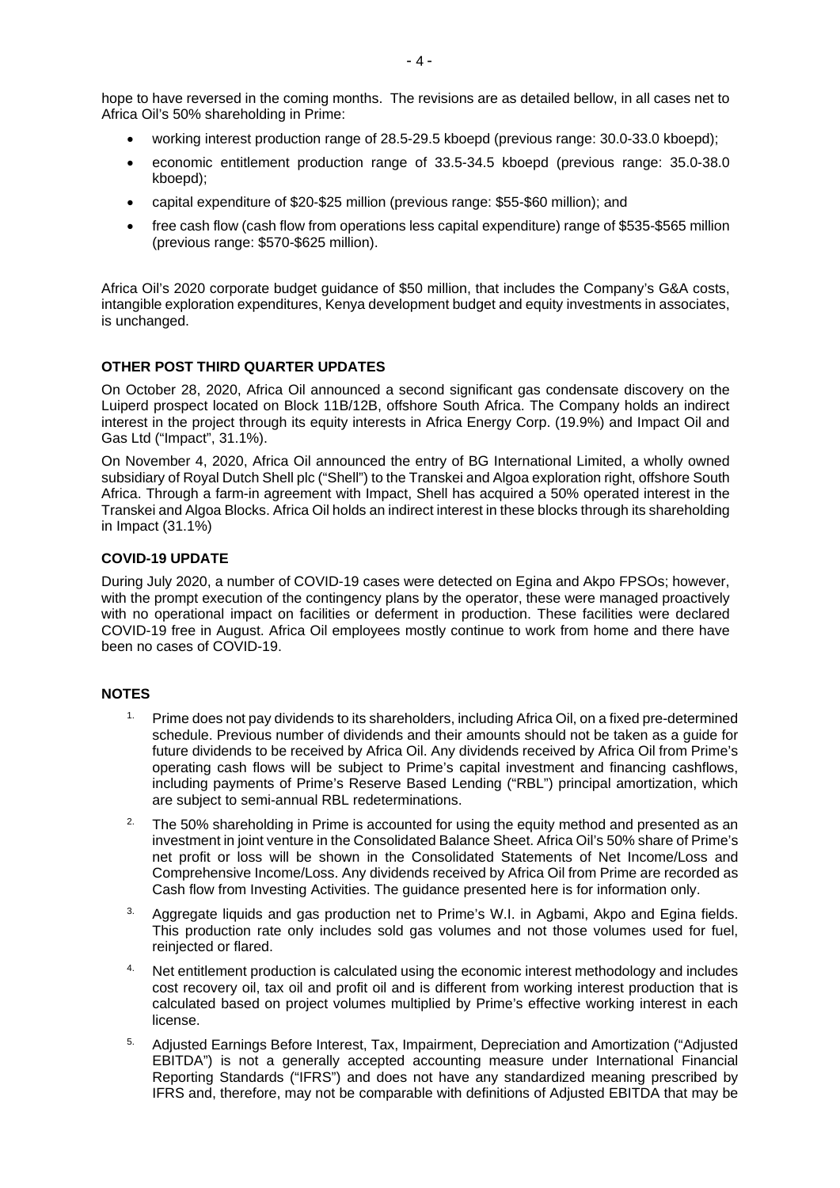hope to have reversed in the coming months. The revisions are as detailed bellow, in all cases net to Africa Oil's 50% shareholding in Prime:

- working interest production range of 28.5-29.5 kboepd (previous range: 30.0-33.0 kboepd);
- economic entitlement production range of 33.5-34.5 kboepd (previous range: 35.0-38.0 kboepd);
- capital expenditure of $20-$25 million (previous range: $55-$60 million); and
- free cash flow (cash flow from operations less capital expenditure) range of $535-$565 million (previous range: $570-$625 million).

Africa Oil's 2020 corporate budget guidance of $50 million, that includes the Company's G&A costs, intangible exploration expenditures, Kenya development budget and equity investments in associates, is unchanged.

**OTHER POST THIRD QUARTER UPDATES**

On October 28, 2020, Africa Oil announced a second significant gas condensate discovery on the Luiperd prospect located on Block 11B/12B, offshore South Africa. The Company holds an indirect interest in the project through its equity interests in Africa Energy Corp. (19.9%) and Impact Oil and Gas Ltd ("Impact", 31.1%).

On November 4, 2020, Africa Oil announced the entry of BG International Limited, a wholly owned subsidiary of Royal Dutch Shell plc ("Shell") to the Transkei and Algoa exploration right, offshore South Africa. Through a farm-in agreement with Impact, Shell has acquired a 50% operated interest in the Transkei and Algoa Blocks. Africa Oil holds an indirect interest in these blocks through its shareholding in Impact (31.1%)

**COVID-19 UPDATE**

During July 2020, a number of COVID-19 cases were detected on Egina and Akpo FPSOs; however, with the prompt execution of the contingency plans by the operator, these were managed proactively with no operational impact on facilities or deferment in production. These facilities were declared COVID-19 free in August. Africa Oil employees mostly continue to work from home and there have been no cases of COVID-19.

**NOTES**

1. Prime does not pay dividends to its shareholders, including Africa Oil, on a fixed pre-determined schedule. Previous number of dividends and their amounts should not be taken as a guide for future dividends to be received by Africa Oil. Any dividends received by Africa Oil from Prime's operating cash flows will be subject to Prime's capital investment and financing cashflows, including payments of Prime's Reserve Based Lending ("RBL") principal amortization, which are subject to semi-annual RBL redeterminations.
2. The 50% shareholding in Prime is accounted for using the equity method and presented as an investment in joint venture in the Consolidated Balance Sheet. Africa Oil's 50% share of Prime's net profit or loss will be shown in the Consolidated Statements of Net Income/Loss and Comprehensive Income/Loss. Any dividends received by Africa Oil from Prime are recorded as Cash flow from Investing Activities. The guidance presented here is for information only.
3. Aggregate liquids and gas production net to Prime's W.I. in Agbami, Akpo and Egina fields. This production rate only includes sold gas volumes and not those volumes used for fuel, reinjected or flared.
4. Net entitlement production is calculated using the economic interest methodology and includes cost recovery oil, tax oil and profit oil and is different from working interest production that is calculated based on project volumes multiplied by Prime's effective working interest in each license.
5. Adjusted Earnings Before Interest, Tax, Impairment, Depreciation and Amortization ("Adjusted EBITDA") is not a generally accepted accounting measure under International Financial Reporting Standards ("IFRS") and does not have any standardized meaning prescribed by IFRS and, therefore, may not be comparable with definitions of Adjusted EBITDA that may be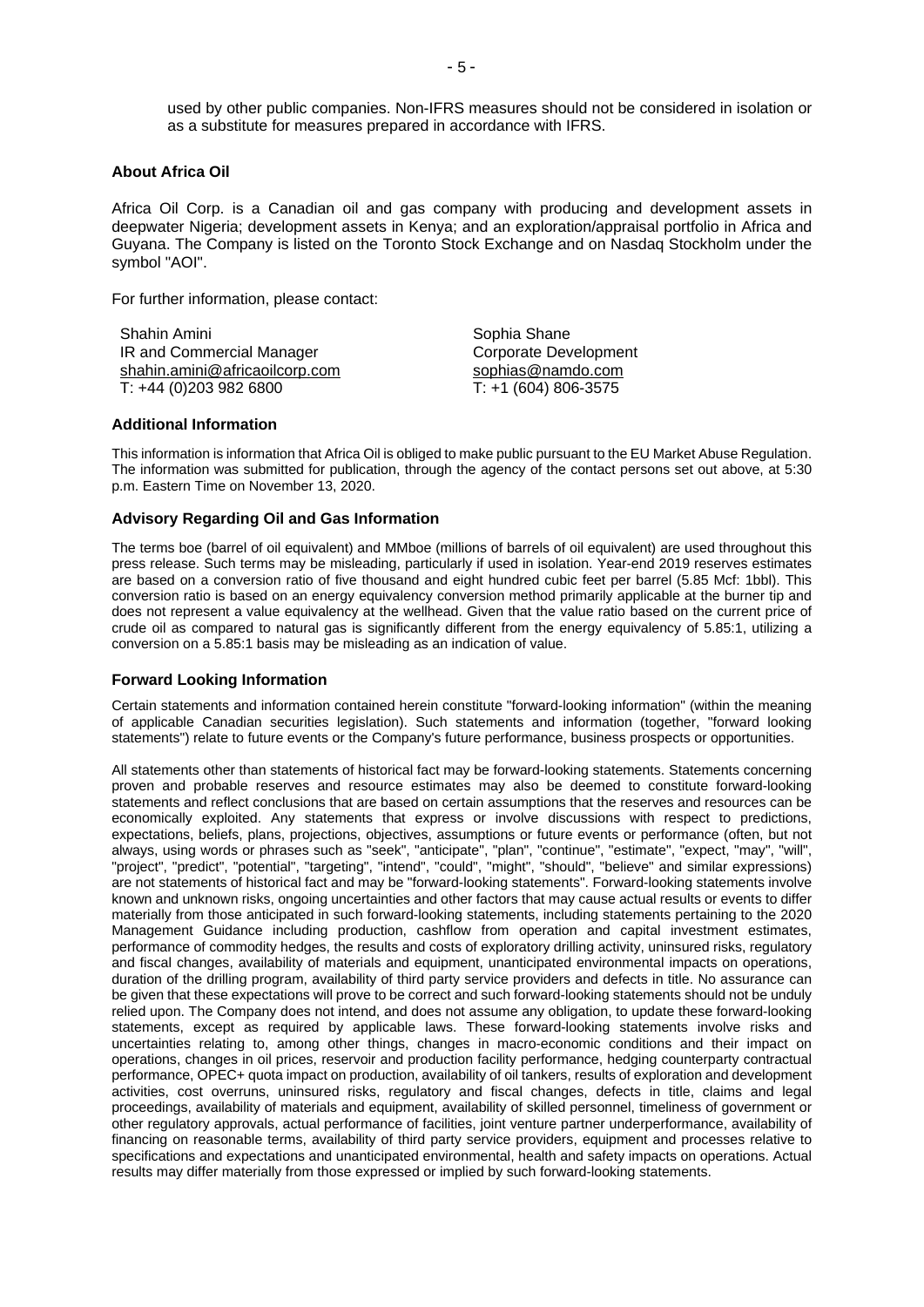used by other public companies. Non-IFRS measures should not be considered in isolation or as a substitute for measures prepared in accordance with IFRS.

**About Africa Oil**

Africa Oil Corp. is a Canadian oil and gas company with producing and development assets in deepwater Nigeria; development assets in Kenya; and an exploration/appraisal portfolio in Africa and Guyana. The Company is listed on the Toronto Stock Exchange and on Nasdaq Stockholm under the symbol "AOI".

For further information, please contact:

| | |
|---|---|
| Shahin Amini | Sophia Shane |
| IR and Commercial Manager | Corporate Development |
| shahin.amini@africaoilcorp.com | sophias@namdo.com |
| T: +44 (0)203 982 6800 | T: +1 (604) 806-3575 |

**Additional Information**

This information is information that Africa Oil is obliged to make public pursuant to the EU Market Abuse Regulation. The information was submitted for publication, through the agency of the contact persons set out above, at 5:30 p.m. Eastern Time on November 13, 2020.

**Advisory Regarding Oil and Gas Information**

The terms boe (barrel of oil equivalent) and MMboe (millions of barrels of oil equivalent) are used throughout this press release. Such terms may be misleading, particularly if used in isolation. Year-end 2019 reserves estimates are based on a conversion ratio of five thousand and eight hundred cubic feet per barrel (5.85 Mcf: 1bbl). This conversion ratio is based on an energy equivalency conversion method primarily applicable at the burner tip and does not represent a value equivalency at the wellhead. Given that the value ratio based on the current price of crude oil as compared to natural gas is significantly different from the energy equivalency of 5.85:1, utilizing a conversion on a 5.85:1 basis may be misleading as an indication of value.

**Forward Looking Information**

Certain statements and information contained herein constitute "forward-looking information" (within the meaning of applicable Canadian securities legislation). Such statements and information (together, "forward looking statements") relate to future events or the Company's future performance, business prospects or opportunities.

All statements other than statements of historical fact may be forward-looking statements. Statements concerning proven and probable reserves and resource estimates may also be deemed to constitute forward-looking statements and reflect conclusions that are based on certain assumptions that the reserves and resources can be economically exploited. Any statements that express or involve discussions with respect to predictions, expectations, beliefs, plans, projections, objectives, assumptions or future events or performance (often, but not always, using words or phrases such as "seek", "anticipate", "plan", "continue", "estimate", "expect, "may", "will", "project", "predict", "potential", "targeting", "intend", "could", "might", "should", "believe" and similar expressions) are not statements of historical fact and may be "forward-looking statements". Forward-looking statements involve known and unknown risks, ongoing uncertainties and other factors that may cause actual results or events to differ materially from those anticipated in such forward-looking statements, including statements pertaining to the 2020 Management Guidance including production, cashflow from operation and capital investment estimates, performance of commodity hedges, the results and costs of exploratory drilling activity, uninsured risks, regulatory and fiscal changes, availability of materials and equipment, unanticipated environmental impacts on operations, duration of the drilling program, availability of third party service providers and defects in title. No assurance can be given that these expectations will prove to be correct and such forward-looking statements should not be unduly relied upon. The Company does not intend, and does not assume any obligation, to update these forward-looking statements, except as required by applicable laws. These forward-looking statements involve risks and uncertainties relating to, among other things, changes in macro-economic conditions and their impact on operations, changes in oil prices, reservoir and production facility performance, hedging counterparty contractual performance, OPEC+ quota impact on production, availability of oil tankers, results of exploration and development activities, cost overruns, uninsured risks, regulatory and fiscal changes, defects in title, claims and legal proceedings, availability of materials and equipment, availability of skilled personnel, timeliness of government or other regulatory approvals, actual performance of facilities, joint venture partner underperformance, availability of financing on reasonable terms, availability of third party service providers, equipment and processes relative to specifications and expectations and unanticipated environmental, health and safety impacts on operations. Actual results may differ materially from those expressed or implied by such forward-looking statements.